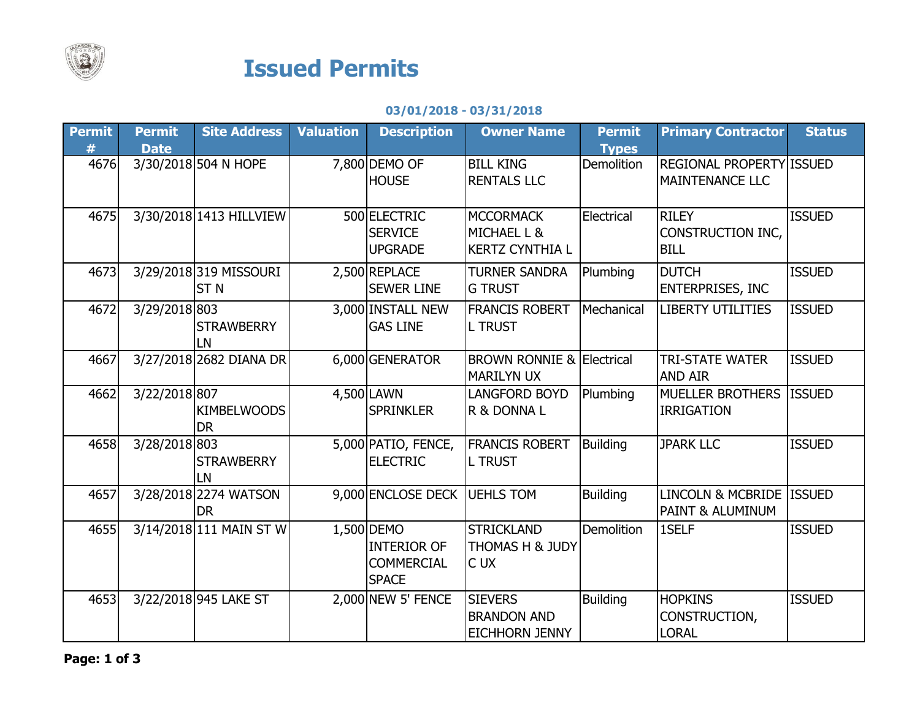# Issued Permits

**03/01/2018 - 03/31/2018**

| Permit # | Permit Date | Site Address | Valuation | Description | Owner Name | Permit Types | Primary Contractor | Status |
|---|---|---|---|---|---|---|---|---|
| 4676 | 3/30/2018 | 504 N HOPE | 7,800 | DEMO OF HOUSE | BILL KING RENTALS LLC | Demolition | REGIONAL PROPERTY MAINTENANCE LLC | ISSUED |
| 4675 | 3/30/2018 | 1413 HILLVIEW | 500 | ELECTRIC SERVICE UPGRADE | MCCORMACK MICHAEL L & KERTZ CYNTHIA L | Electrical | RILEY CONSTRUCTION INC, BILL | ISSUED |
| 4673 | 3/29/2018 | 319 MISSOURI ST N | 2,500 | REPLACE SEWER LINE | TURNER SANDRA G TRUST | Plumbing | DUTCH ENTERPRISES, INC | ISSUED |
| 4672 | 3/29/2018 | 803 STRAWBERRY LN | 3,000 | INSTALL NEW GAS LINE | FRANCIS ROBERT L TRUST | Mechanical | LIBERTY UTILITIES | ISSUED |
| 4667 | 3/27/2018 | 2682 DIANA DR | 6,000 | GENERATOR | BROWN RONNIE & MARILYN UX | Electrical | TRI-STATE WATER AND AIR | ISSUED |
| 4662 | 3/22/2018 | 807 KIMBELWOODS DR | 4,500 | LAWN SPRINKLER | LANGFORD BOYD R & DONNA L | Plumbing | MUELLER BROTHERS IRRIGATION | ISSUED |
| 4658 | 3/28/2018 | 803 STRAWBERRY LN | 5,000 | PATIO, FENCE, ELECTRIC | FRANCIS ROBERT L TRUST | Building | JPARK LLC | ISSUED |
| 4657 | 3/28/2018 | 2274 WATSON DR | 9,000 | ENCLOSE DECK | UEHLS TOM | Building | LINCOLN & MCBRIDE PAINT & ALUMINUM | ISSUED |
| 4655 | 3/14/2018 | 111 MAIN ST W | 1,500 | DEMO INTERIOR OF COMMERCIAL SPACE | STRICKLAND THOMAS H & JUDY C UX | Demolition | 1SELF | ISSUED |
| 4653 | 3/22/2018 | 945 LAKE ST | 2,000 | NEW 5' FENCE | SIEVERS BRANDON AND EICHHORN JENNY | Building | HOPKINS CONSTRUCTION, LORAL | ISSUED |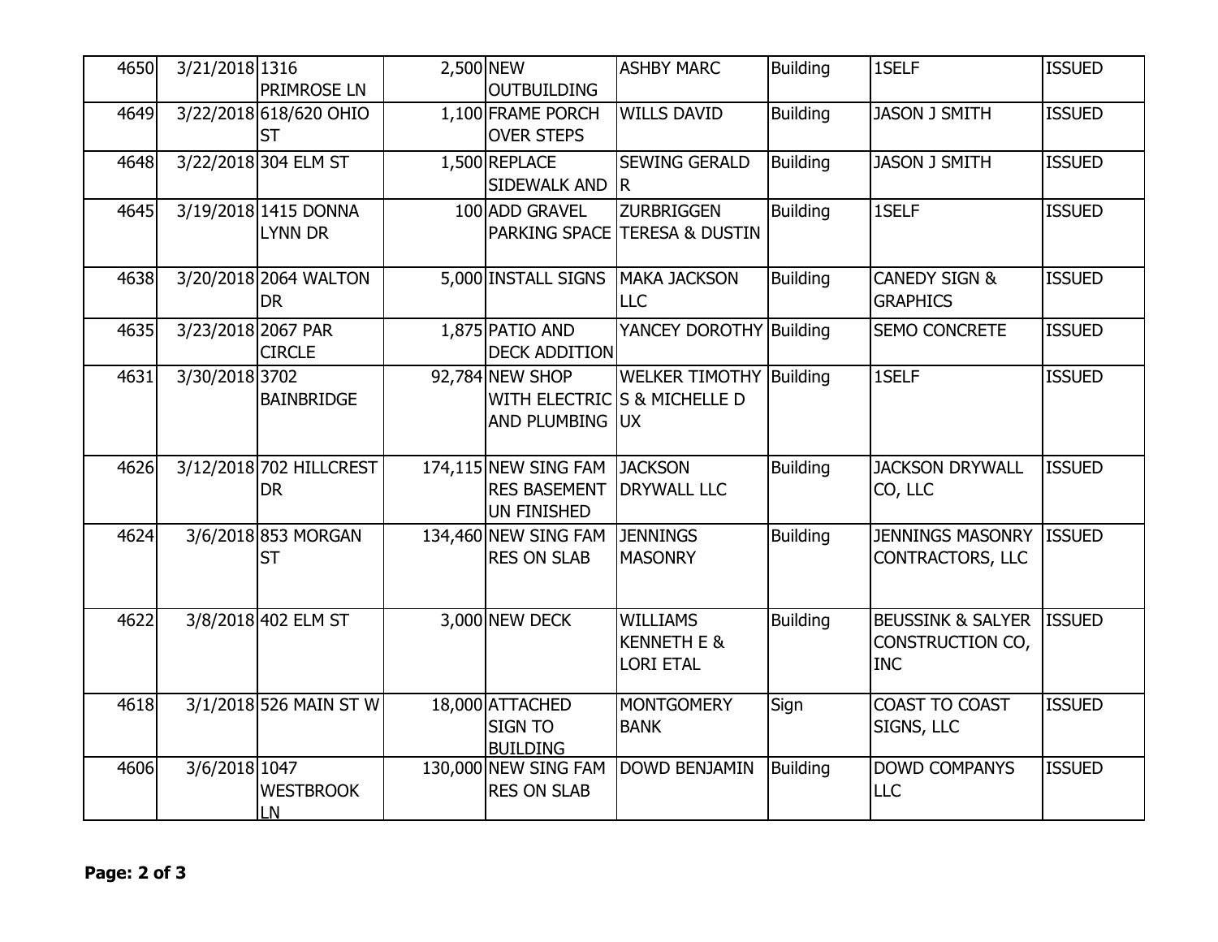| | | | | | | | | |
|---|---|---|---|---|---|---|---|---|
| 4650 | 3/21/2018 | 1316 PRIMROSE LN | 2,500 | NEW OUTBUILDING | ASHBY MARC | Building | 1SELF | ISSUED |
| 4649 | 3/22/2018 | 618/620 OHIO ST | 1,100 | FRAME PORCH OVER STEPS | WILLS DAVID | Building | JASON J SMITH | ISSUED |
| 4648 | 3/22/2018 | 304 ELM ST | 1,500 | REPLACE SIDEWALK AND | SEWING GERALD R | Building | JASON J SMITH | ISSUED |
| 4645 | 3/19/2018 | 1415 DONNA LYNN DR | 100 | ADD GRAVEL PARKING SPACE | ZURBRIGGEN TERESA & DUSTIN | Building | 1SELF | ISSUED |
| 4638 | 3/20/2018 | 2064 WALTON DR | 5,000 | INSTALL SIGNS | MAKA JACKSON LLC | Building | CANEDY SIGN & GRAPHICS | ISSUED |
| 4635 | 3/23/2018 | 2067 PAR CIRCLE | 1,875 | PATIO AND DECK ADDITION | YANCEY DOROTHY | Building | SEMO CONCRETE | ISSUED |
| 4631 | 3/30/2018 | 3702 BAINBRIDGE | 92,784 | NEW SHOP WITH ELECTRIC AND PLUMBING | WELKER TIMOTHY S & MICHELLE D UX | Building | 1SELF | ISSUED |
| 4626 | 3/12/2018 | 702 HILLCREST DR | 174,115 | NEW SING FAM RES BASEMENT UN FINISHED | JACKSON DRYWALL LLC | Building | JACKSON DRYWALL CO, LLC | ISSUED |
| 4624 | 3/6/2018 | 853 MORGAN ST | 134,460 | NEW SING FAM RES ON SLAB | JENNINGS MASONRY | Building | JENNINGS MASONRY CONTRACTORS, LLC | ISSUED |
| 4622 | 3/8/2018 | 402 ELM ST | 3,000 | NEW DECK | WILLIAMS KENNETH E & LORI ETAL | Building | BEUSSINK & SALYER CONSTRUCTION CO, INC | ISSUED |
| 4618 | 3/1/2018 | 526 MAIN ST W | 18,000 | ATTACHED SIGN TO BUILDING | MONTGOMERY BANK | Sign | COAST TO COAST SIGNS, LLC | ISSUED |
| 4606 | 3/6/2018 | 1047 WESTBROOK LN | 130,000 | NEW SING FAM RES ON SLAB | DOWD BENJAMIN | Building | DOWD COMPANYS LLC | ISSUED |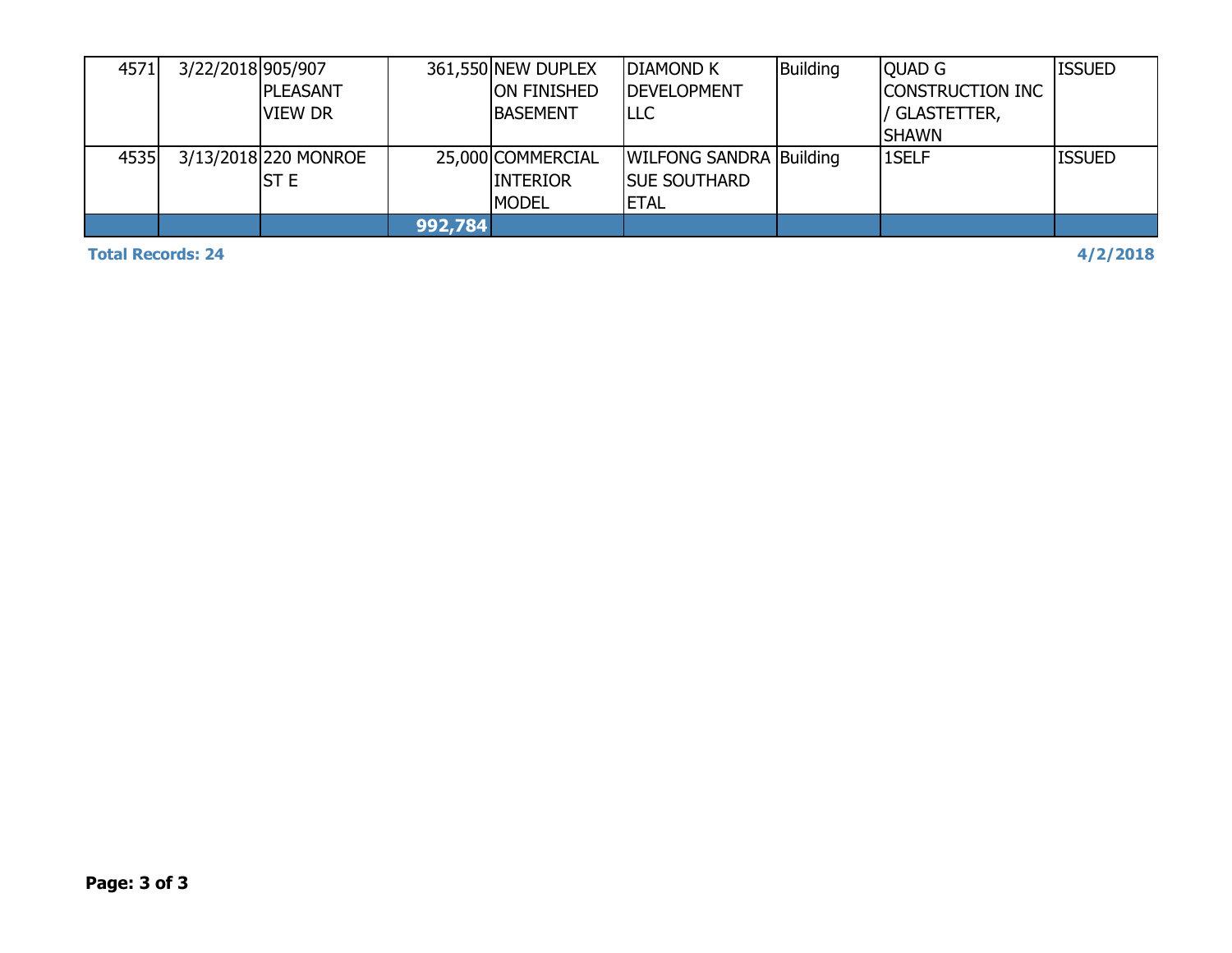| | | | | | | | | |
|---|---|---|---|---|---|---|---|---|
| 4571 | 3/22/2018 | 905/907 PLEASANT VIEW DR | 361,550 | NEW DUPLEX ON FINISHED BASEMENT | DIAMOND K DEVELOPMENT LLC | Building | QUAD G CONSTRUCTION INC / GLASTETTER, SHAWN | ISSUED |
| 4535 | 3/13/2018 | 220 MONROE ST E | 25,000 | COMMERCIAL INTERIOR MODEL | WILFONG SANDRA SUE SOUTHARD ETAL | Building | 1SELF | ISSUED |
| | | | **992,784** | | | | | |

**Total Records: 24**

**4/2/2018**